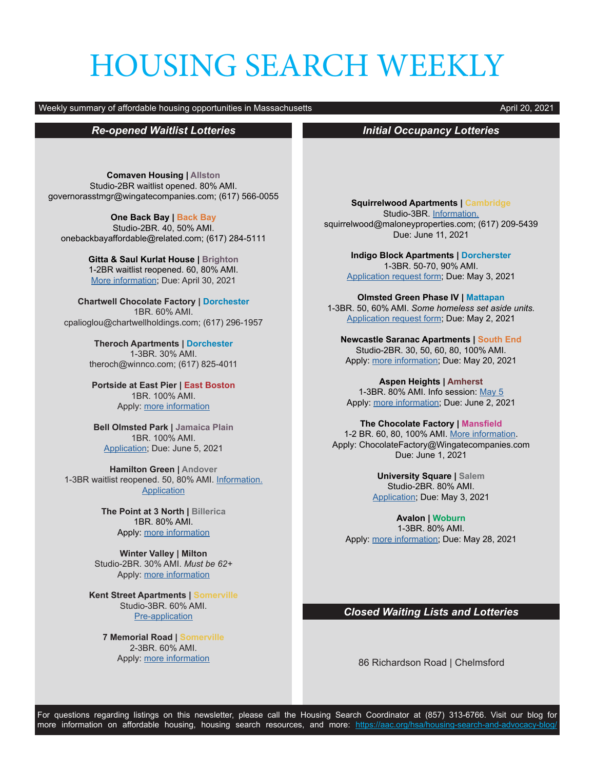# HOUSING SEARCH WEEKLY

Weekly summary of affordable housing opportunities in Massachusetts — April 20, 2021

## Re-opened Waitlist Lotteries

**Comaven Housing | Allston**
Studio-2BR waitlist opened. 80% AMI.
governorasstmgr@wingatecompanies.com; (617) 566-0055

**One Back Bay | Back Bay**
Studio-2BR. 40, 50% AMI.
onebackbayaffordable@related.com; (617) 284-5111

**Gitta & Saul Kurlat House | Brighton**
1-2BR waitlist reopened. 60, 80% AMI.
More information; Due: April 30, 2021

**Chartwell Chocolate Factory | Dorchester**
1BR. 60% AMI.
cpalioglou@chartwellholdings.com; (617) 296-1957

**Theroch Apartments | Dorchester**
1-3BR. 30% AMI.
theroch@winnco.com; (617) 825-4011

**Portside at East Pier | East Boston**
1BR. 100% AMI.
Apply: more information

**Bell Olmsted Park | Jamaica Plain**
1BR. 100% AMI.
Application; Due: June 5, 2021

**Hamilton Green | Andover**
1-3BR waitlist reopened. 50, 80% AMI. Information.
Application

**The Point at 3 North | Billerica**
1BR. 80% AMI.
Apply: more information

**Winter Valley | Milton**
Studio-2BR. 30% AMI. *Must be 62+*
Apply: more information

**Kent Street Apartments | Somerville**
Studio-3BR. 60% AMI.
Pre-application

**7 Memorial Road | Somerville**
2-3BR. 60% AMI.
Apply: more information

## Initial Occupancy Lotteries

**Squirrelwood Apartments | Cambridge**
Studio-3BR. Information.
squirrelwood@maloneyproperties.com; (617) 209-5439
Due: June 11, 2021

**Indigo Block Apartments | Dorcherster**
1-3BR. 50-70, 90% AMI.
Application request form; Due: May 3, 2021

**Olmsted Green Phase IV | Mattapan**
1-3BR. 50, 60% AMI. *Some homeless set aside units.*
Application request form; Due: May 2, 2021

**Newcastle Saranac Apartments | South End**
Studio-2BR. 30, 50, 60, 80, 100% AMI.
Apply: more information; Due: May 20, 2021

**Aspen Heights | Amherst**
1-3BR. 80% AMI. Info session: May 5
Apply: more information; Due: June 2, 2021

**The Chocolate Factory | Mansfield**
1-2 BR. 60, 80, 100% AMI. More information.
Apply: ChocolateFactory@Wingatecompanies.com
Due: June 1, 2021

**University Square | Salem**
Studio-2BR. 80% AMI.
Application; Due: May 3, 2021

**Avalon | Woburn**
1-3BR. 80% AMI.
Apply: more information; Due: May 28, 2021

## Closed Waiting Lists and Lotteries

86 Richardson Road | Chelmsford

For questions regarding listings on this newsletter, please call the Housing Search Coordinator at (857) 313-6766. Visit our blog for more information on affordable housing, housing search resources, and more: https://aac.org/hsa/housing-search-and-advocacy-blog/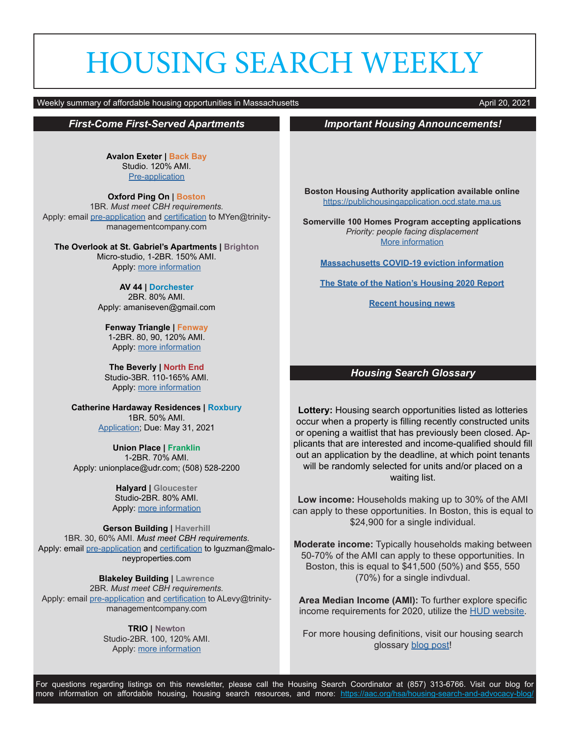# HOUSING SEARCH WEEKLY

Weekly summary of affordable housing opportunities in Massachusetts — April 20, 2021

## First-Come First-Served Apartments

**Avalon Exeter | Back Bay**
Studio. 120% AMI.
Pre-application

**Oxford Ping On | Boston**
1BR. *Must meet CBH requirements.*
Apply: email pre-application and certification to MYen@trinity-managementcompany.com

**The Overlook at St. Gabriel's Apartments | Brighton**
Micro-studio, 1-2BR. 150% AMI.
Apply: more information

**AV 44 | Dorchester**
2BR. 80% AMI.
Apply: amaniseven@gmail.com

**Fenway Triangle | Fenway**
1-2BR. 80, 90, 120% AMI.
Apply: more information

**The Beverly | North End**
Studio-3BR. 110-165% AMI.
Apply: more information

**Catherine Hardaway Residences | Roxbury**
1BR. 50% AMI.
Application; Due: May 31, 2021

**Union Place | Franklin**
1-2BR. 70% AMI.
Apply: unionplace@udr.com; (508) 528-2200

**Halyard | Gloucester**
Studio-2BR. 80% AMI.
Apply: more information

**Gerson Building | Haverhill**
1BR. 30, 60% AMI. *Must meet CBH requirements.*
Apply: email pre-application and certification to lguzman@maloneyproperties.com

**Blakeley Building | Lawrence**
2BR. *Must meet CBH requirements.*
Apply: email pre-application and certification to ALevy@trinity-managementcompany.com

**TRIO | Newton**
Studio-2BR. 100, 120% AMI.
Apply: more information

## Important Housing Announcements!

**Boston Housing Authority application available online**
https://publichousingapplication.ocd.state.ma.us

**Somerville 100 Homes Program accepting applications**
*Priority: people facing displacement*
More information

**Massachusetts COVID-19 eviction information**

**The State of the Nation's Housing 2020 Report**

**Recent housing news**

## Housing Search Glossary

**Lottery:** Housing search opportunities listed as lotteries occur when a property is filling recently constructed units or opening a waitlist that has previously been closed. Applicants that are interested and income-qualified should fill out an application by the deadline, at which point tenants will be randomly selected for units and/or placed on a waiting list.

**Low income:** Households making up to 30% of the AMI can apply to these opportunities. In Boston, this is equal to $24,900 for a single individual.

**Moderate income:** Typically households making between 50-70% of the AMI can apply to these opportunities. In Boston, this is equal to $41,500 (50%) and $55, 550 (70%) for a single indivdual.

**Area Median Income (AMI):** To further explore specific income requirements for 2020, utilize the HUD website.

For more housing definitions, visit our housing search glossary blog post!

For questions regarding listings on this newsletter, please call the Housing Search Coordinator at (857) 313-6766. Visit our blog for more information on affordable housing, housing search resources, and more: https://aac.org/hsa/housing-search-and-advocacy-blog/